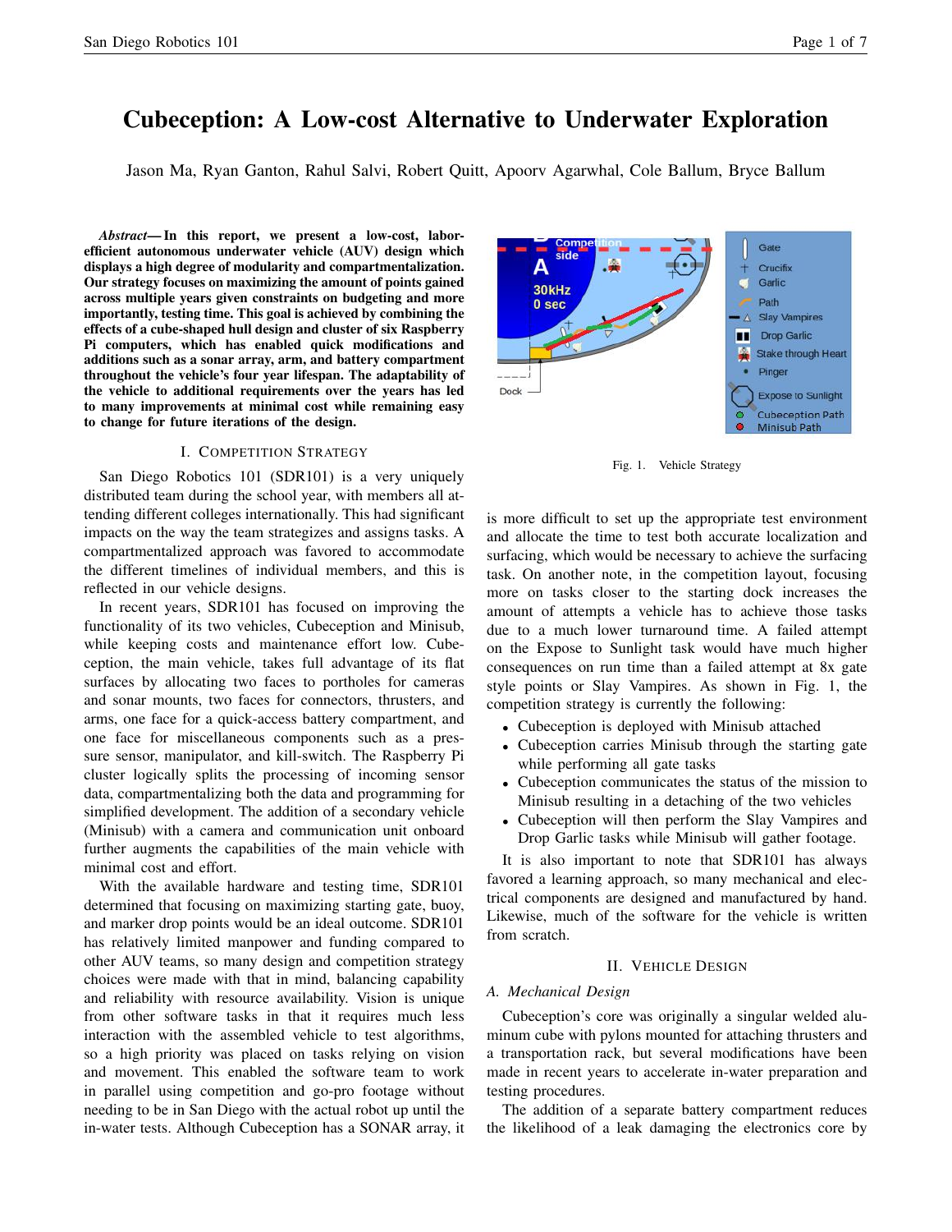# Cubeception: A Low-cost Alternative to Underwater Exploration

Jason Ma, Ryan Ganton, Rahul Salvi, Robert Quitt, Apoorv Agarwhal, Cole Ballum, Bryce Ballum

***Abstract*— In this report, we present a low-cost, labor-efficient autonomous underwater vehicle (AUV) design which displays a high degree of modularity and compartmentalization. Our strategy focuses on maximizing the amount of points gained across multiple years given constraints on budgeting and more importantly, testing time. This goal is achieved by combining the effects of a cube-shaped hull design and cluster of six Raspberry Pi computers, which has enabled quick modifications and additions such as a sonar array, arm, and battery compartment throughout the vehicle's four year lifespan. The adaptability of the vehicle to additional requirements over the years has led to many improvements at minimal cost while remaining easy to change for future iterations of the design.**

## I. Competition Strategy

San Diego Robotics 101 (SDR101) is a very uniquely distributed team during the school year, with members all attending different colleges internationally. This had significant impacts on the way the team strategizes and assigns tasks. A compartmentalized approach was favored to accommodate the different timelines of individual members, and this is reflected in our vehicle designs.

In recent years, SDR101 has focused on improving the functionality of its two vehicles, Cubeception and Minisub, while keeping costs and maintenance effort low. Cubeception, the main vehicle, takes full advantage of its flat surfaces by allocating two faces to portholes for cameras and sonar mounts, two faces for connectors, thrusters, and arms, one face for a quick-access battery compartment, and one face for miscellaneous components such as a pressure sensor, manipulator, and kill-switch. The Raspberry Pi cluster logically splits the processing of incoming sensor data, compartmentalizing both the data and programming for simplified development. The addition of a secondary vehicle (Minisub) with a camera and communication unit onboard further augments the capabilities of the main vehicle with minimal cost and effort.

With the available hardware and testing time, SDR101 determined that focusing on maximizing starting gate, buoy, and marker drop points would be an ideal outcome. SDR101 has relatively limited manpower and funding compared to other AUV teams, so many design and competition strategy choices were made with that in mind, balancing capability and reliability with resource availability. Vision is unique from other software tasks in that it requires much less interaction with the assembled vehicle to test algorithms, so a high priority was placed on tasks relying on vision and movement. This enabled the software team to work in parallel using competition and go-pro footage without needing to be in San Diego with the actual robot up until the in-water tests. Although Cubeception has a SONAR array, it is more difficult to set up the appropriate test environment and allocate the time to test both accurate localization and surfacing, which would be necessary to achieve the surfacing task. On another note, in the competition layout, focusing more on tasks closer to the starting dock increases the amount of attempts a vehicle has to achieve those tasks due to a much lower turnaround time. A failed attempt on the Expose to Sunlight task would have much higher consequences on run time than a failed attempt at 8x gate style points or Slay Vampires. As shown in Fig. 1, the competition strategy is currently the following:

Fig. 1. Vehicle Strategy

- Cubeception is deployed with Minisub attached
- Cubeception carries Minisub through the starting gate while performing all gate tasks
- Cubeception communicates the status of the mission to Minisub resulting in a detaching of the two vehicles
- Cubeception will then perform the Slay Vampires and Drop Garlic tasks while Minisub will gather footage.

It is also important to note that SDR101 has always favored a learning approach, so many mechanical and electrical components are designed and manufactured by hand. Likewise, much of the software for the vehicle is written from scratch.

## II. Vehicle Design

### A. Mechanical Design

Cubeception's core was originally a singular welded aluminum cube with pylons mounted for attaching thrusters and a transportation rack, but several modifications have been made in recent years to accelerate in-water preparation and testing procedures.

The addition of a separate battery compartment reduces the likelihood of a leak damaging the electronics core by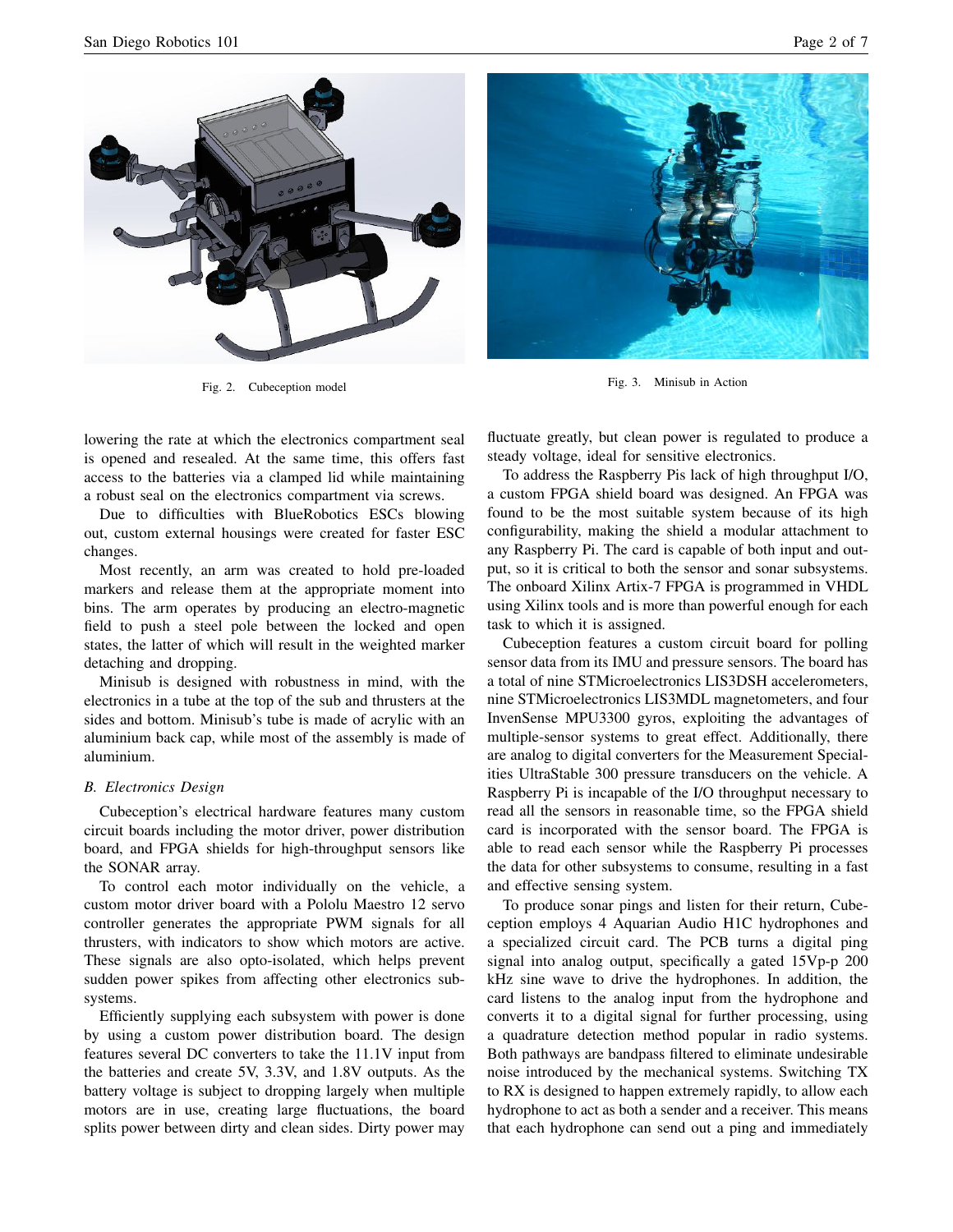Fig. 2. Cubeception model

Fig. 3. Minisub in Action

lowering the rate at which the electronics compartment seal is opened and resealed. At the same time, this offers fast access to the batteries via a clamped lid while maintaining a robust seal on the electronics compartment via screws.

Due to difficulties with BlueRobotics ESCs blowing out, custom external housings were created for faster ESC changes.

Most recently, an arm was created to hold pre-loaded markers and release them at the appropriate moment into bins. The arm operates by producing an electro-magnetic field to push a steel pole between the locked and open states, the latter of which will result in the weighted marker detaching and dropping.

Minisub is designed with robustness in mind, with the electronics in a tube at the top of the sub and thrusters at the sides and bottom. Minisub's tube is made of acrylic with an aluminium back cap, while most of the assembly is made of aluminium.

### *B. Electronics Design*

Cubeception's electrical hardware features many custom circuit boards including the motor driver, power distribution board, and FPGA shields for high-throughput sensors like the SONAR array.

To control each motor individually on the vehicle, a custom motor driver board with a Pololu Maestro 12 servo controller generates the appropriate PWM signals for all thrusters, with indicators to show which motors are active. These signals are also opto-isolated, which helps prevent sudden power spikes from affecting other electronics subsystems.

Efficiently supplying each subsystem with power is done by using a custom power distribution board. The design features several DC converters to take the 11.1V input from the batteries and create 5V, 3.3V, and 1.8V outputs. As the battery voltage is subject to dropping largely when multiple motors are in use, creating large fluctuations, the board splits power between dirty and clean sides. Dirty power may fluctuate greatly, but clean power is regulated to produce a steady voltage, ideal for sensitive electronics.

To address the Raspberry Pis lack of high throughput I/O, a custom FPGA shield board was designed. An FPGA was found to be the most suitable system because of its high configurability, making the shield a modular attachment to any Raspberry Pi. The card is capable of both input and output, so it is critical to both the sensor and sonar subsystems. The onboard Xilinx Artix-7 FPGA is programmed in VHDL using Xilinx tools and is more than powerful enough for each task to which it is assigned.

Cubeception features a custom circuit board for polling sensor data from its IMU and pressure sensors. The board has a total of nine STMicroelectronics LIS3DSH accelerometers, nine STMicroelectronics LIS3MDL magnetometers, and four InvenSense MPU3300 gyros, exploiting the advantages of multiple-sensor systems to great effect. Additionally, there are analog to digital converters for the Measurement Specialities UltraStable 300 pressure transducers on the vehicle. A Raspberry Pi is incapable of the I/O throughput necessary to read all the sensors in reasonable time, so the FPGA shield card is incorporated with the sensor board. The FPGA is able to read each sensor while the Raspberry Pi processes the data for other subsystems to consume, resulting in a fast and effective sensing system.

To produce sonar pings and listen for their return, Cubeception employs 4 Aquarian Audio H1C hydrophones and a specialized circuit card. The PCB turns a digital ping signal into analog output, specifically a gated 15Vp-p 200 kHz sine wave to drive the hydrophones. In addition, the card listens to the analog input from the hydrophone and converts it to a digital signal for further processing, using a quadrature detection method popular in radio systems. Both pathways are bandpass filtered to eliminate undesirable noise introduced by the mechanical systems. Switching TX to RX is designed to happen extremely rapidly, to allow each hydrophone to act as both a sender and a receiver. This means that each hydrophone can send out a ping and immediately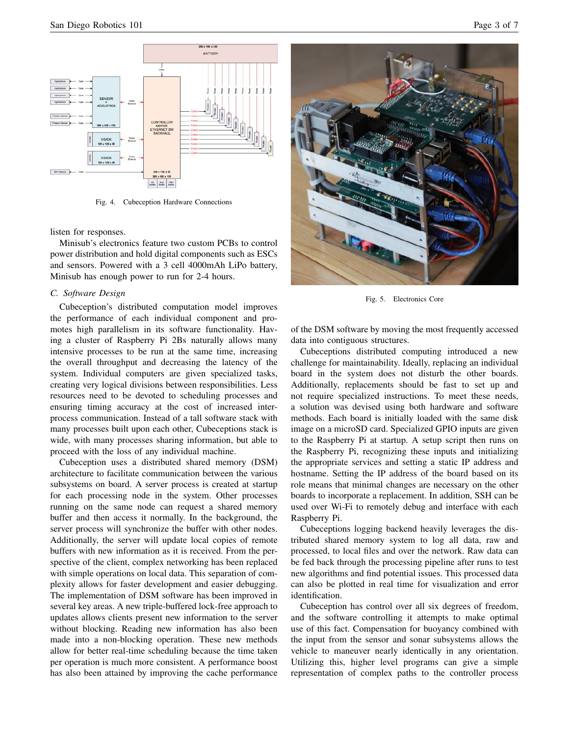Fig. 4. Cubeception Hardware Connections

listen for responses.

Minisub's electronics feature two custom PCBs to control power distribution and hold digital components such as ESCs and sensors. Powered with a 3 cell 4000mAh LiPo battery, Minisub has enough power to run for 2-4 hours.

### C. Software Design

Cubeception's distributed computation model improves the performance of each individual component and promotes high parallelism in its software functionality. Having a cluster of Raspberry Pi 2Bs naturally allows many intensive processes to be run at the same time, increasing the overall throughput and decreasing the latency of the system. Individual computers are given specialized tasks, creating very logical divisions between responsibilities. Less resources need to be devoted to scheduling processes and ensuring timing accuracy at the cost of increased interprocess communication. Instead of a tall software stack with many processes built upon each other, Cubeceptions stack is wide, with many processes sharing information, but able to proceed with the loss of any individual machine.

Cubeception uses a distributed shared memory (DSM) architecture to facilitate communication between the various subsystems on board. A server process is created at startup for each processing node in the system. Other processes running on the same node can request a shared memory buffer and then access it normally. In the background, the server process will synchronize the buffer with other nodes. Additionally, the server will update local copies of remote buffers with new information as it is received. From the perspective of the client, complex networking has been replaced with simple operations on local data. This separation of complexity allows for faster development and easier debugging. The implementation of DSM software has been improved in several key areas. A new triple-buffered lock-free approach to updates allows clients present new information to the server without blocking. Reading new information has also been made into a non-blocking operation. These new methods allow for better real-time scheduling because the time taken per operation is much more consistent. A performance boost has also been attained by improving the cache performance of the DSM software by moving the most frequently accessed data into contiguous structures.

Fig. 5. Electronics Core

Cubeceptions distributed computing introduced a new challenge for maintainability. Ideally, replacing an individual board in the system does not disturb the other boards. Additionally, replacements should be fast to set up and not require specialized instructions. To meet these needs, a solution was devised using both hardware and software methods. Each board is initially loaded with the same disk image on a microSD card. Specialized GPIO inputs are given to the Raspberry Pi at startup. A setup script then runs on the Raspberry Pi, recognizing these inputs and initializing the appropriate services and setting a static IP address and hostname. Setting the IP address of the board based on its role means that minimal changes are necessary on the other boards to incorporate a replacement. In addition, SSH can be used over Wi-Fi to remotely debug and interface with each Raspberry Pi.

Cubeceptions logging backend heavily leverages the distributed shared memory system to log all data, raw and processed, to local files and over the network. Raw data can be fed back through the processing pipeline after runs to test new algorithms and find potential issues. This processed data can also be plotted in real time for visualization and error identification.

Cubeception has control over all six degrees of freedom, and the software controlling it attempts to make optimal use of this fact. Compensation for buoyancy combined with the input from the sensor and sonar subsystems allows the vehicle to maneuver nearly identically in any orientation. Utilizing this, higher level programs can give a simple representation of complex paths to the controller process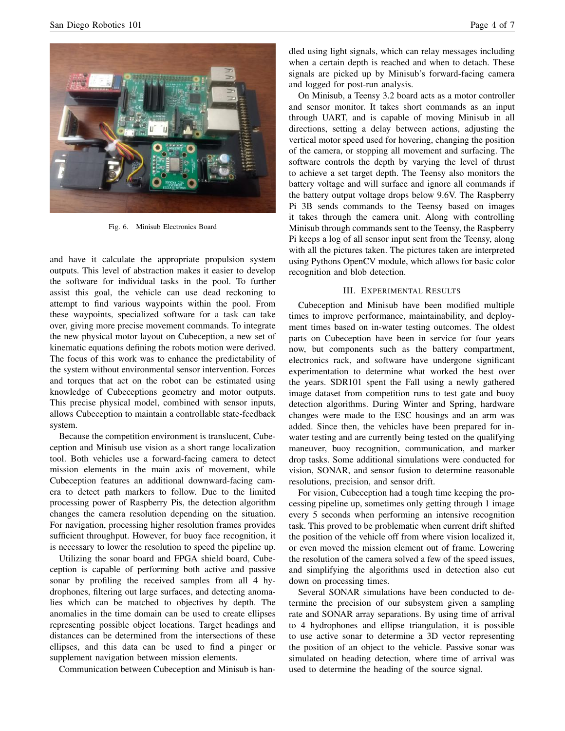Fig. 6. Minisub Electronics Board

and have it calculate the appropriate propulsion system outputs. This level of abstraction makes it easier to develop the software for individual tasks in the pool. To further assist this goal, the vehicle can use dead reckoning to attempt to find various waypoints within the pool. From these waypoints, specialized software for a task can take over, giving more precise movement commands. To integrate the new physical motor layout on Cubeception, a new set of kinematic equations defining the robots motion were derived. The focus of this work was to enhance the predictability of the system without environmental sensor intervention. Forces and torques that act on the robot can be estimated using knowledge of Cubeceptions geometry and motor outputs. This precise physical model, combined with sensor inputs, allows Cubeception to maintain a controllable state-feedback system.

Because the competition environment is translucent, Cubeception and Minisub use vision as a short range localization tool. Both vehicles use a forward-facing camera to detect mission elements in the main axis of movement, while Cubeception features an additional downward-facing camera to detect path markers to follow. Due to the limited processing power of Raspberry Pis, the detection algorithm changes the camera resolution depending on the situation. For navigation, processing higher resolution frames provides sufficient throughput. However, for buoy face recognition, it is necessary to lower the resolution to speed the pipeline up.

Utilizing the sonar board and FPGA shield board, Cubeception is capable of performing both active and passive sonar by profiling the received samples from all 4 hydrophones, filtering out large surfaces, and detecting anomalies which can be matched to objectives by depth. The anomalies in the time domain can be used to create ellipses representing possible object locations. Target headings and distances can be determined from the intersections of these ellipses, and this data can be used to find a pinger or supplement navigation between mission elements.

Communication between Cubeception and Minisub is handled using light signals, which can relay messages including when a certain depth is reached and when to detach. These signals are picked up by Minisub's forward-facing camera and logged for post-run analysis.

On Minisub, a Teensy 3.2 board acts as a motor controller and sensor monitor. It takes short commands as an input through UART, and is capable of moving Minisub in all directions, setting a delay between actions, adjusting the vertical motor speed used for hovering, changing the position of the camera, or stopping all movement and surfacing. The software controls the depth by varying the level of thrust to achieve a set target depth. The Teensy also monitors the battery voltage and will surface and ignore all commands if the battery output voltage drops below 9.6V. The Raspberry Pi 3B sends commands to the Teensy based on images it takes through the camera unit. Along with controlling Minisub through commands sent to the Teensy, the Raspberry Pi keeps a log of all sensor input sent from the Teensy, along with all the pictures taken. The pictures taken are interpreted using Pythons OpenCV module, which allows for basic color recognition and blob detection.

## III. Experimental Results

Cubeception and Minisub have been modified multiple times to improve performance, maintainability, and deployment times based on in-water testing outcomes. The oldest parts on Cubeception have been in service for four years now, but components such as the battery compartment, electronics rack, and software have undergone significant experimentation to determine what worked the best over the years. SDR101 spent the Fall using a newly gathered image dataset from competition runs to test gate and buoy detection algorithms. During Winter and Spring, hardware changes were made to the ESC housings and an arm was added. Since then, the vehicles have been prepared for in-water testing and are currently being tested on the qualifying maneuver, buoy recognition, communication, and marker drop tasks. Some additional simulations were conducted for vision, SONAR, and sensor fusion to determine reasonable resolutions, precision, and sensor drift.

For vision, Cubeception had a tough time keeping the processing pipeline up, sometimes only getting through 1 image every 5 seconds when performing an intensive recognition task. This proved to be problematic when current drift shifted the position of the vehicle off from where vision localized it, or even moved the mission element out of frame. Lowering the resolution of the camera solved a few of the speed issues, and simplifying the algorithms used in detection also cut down on processing times.

Several SONAR simulations have been conducted to determine the precision of our subsystem given a sampling rate and SONAR array separations. By using time of arrival to 4 hydrophones and ellipse triangulation, it is possible to use active sonar to determine a 3D vector representing the position of an object to the vehicle. Passive sonar was simulated on heading detection, where time of arrival was used to determine the heading of the source signal.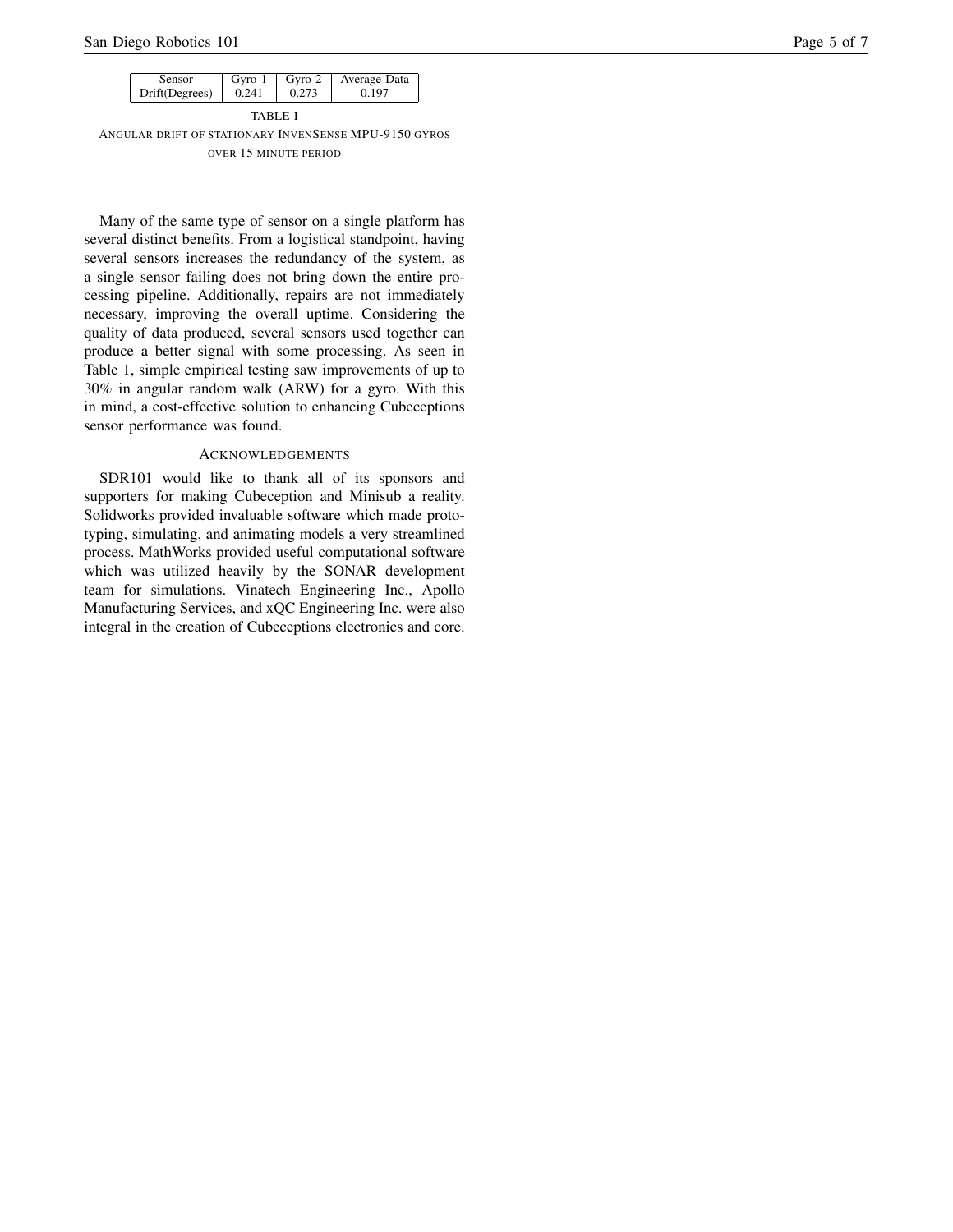| Sensor | Gyro 1 | Gyro 2 | Average Data |
| --- | --- | --- | --- |
| Drift(Degrees) | 0.241 | 0.273 | 0.197 |

TABLE I
ANGULAR DRIFT OF STATIONARY INVENSENSE MPU-9150 GYROS OVER 15 MINUTE PERIOD

Many of the same type of sensor on a single platform has several distinct benefits. From a logistical standpoint, having several sensors increases the redundancy of the system, as a single sensor failing does not bring down the entire processing pipeline. Additionally, repairs are not immediately necessary, improving the overall uptime. Considering the quality of data produced, several sensors used together can produce a better signal with some processing. As seen in Table 1, simple empirical testing saw improvements of up to 30% in angular random walk (ARW) for a gyro. With this in mind, a cost-effective solution to enhancing Cubeceptions sensor performance was found.

## ACKNOWLEDGEMENTS

SDR101 would like to thank all of its sponsors and supporters for making Cubeception and Minisub a reality. Solidworks provided invaluable software which made prototyping, simulating, and animating models a very streamlined process. MathWorks provided useful computational software which was utilized heavily by the SONAR development team for simulations. Vinatech Engineering Inc., Apollo Manufacturing Services, and xQC Engineering Inc. were also integral in the creation of Cubeceptions electronics and core.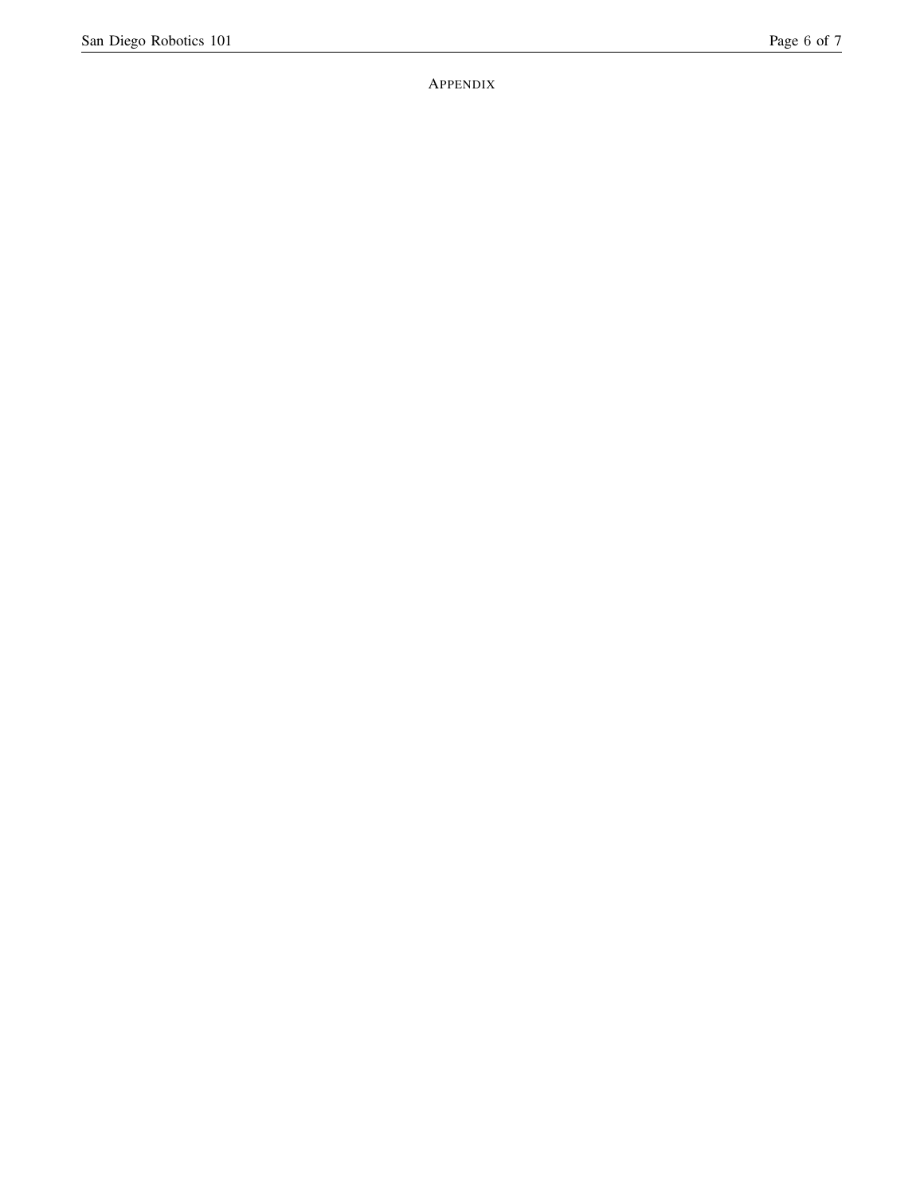# Appendix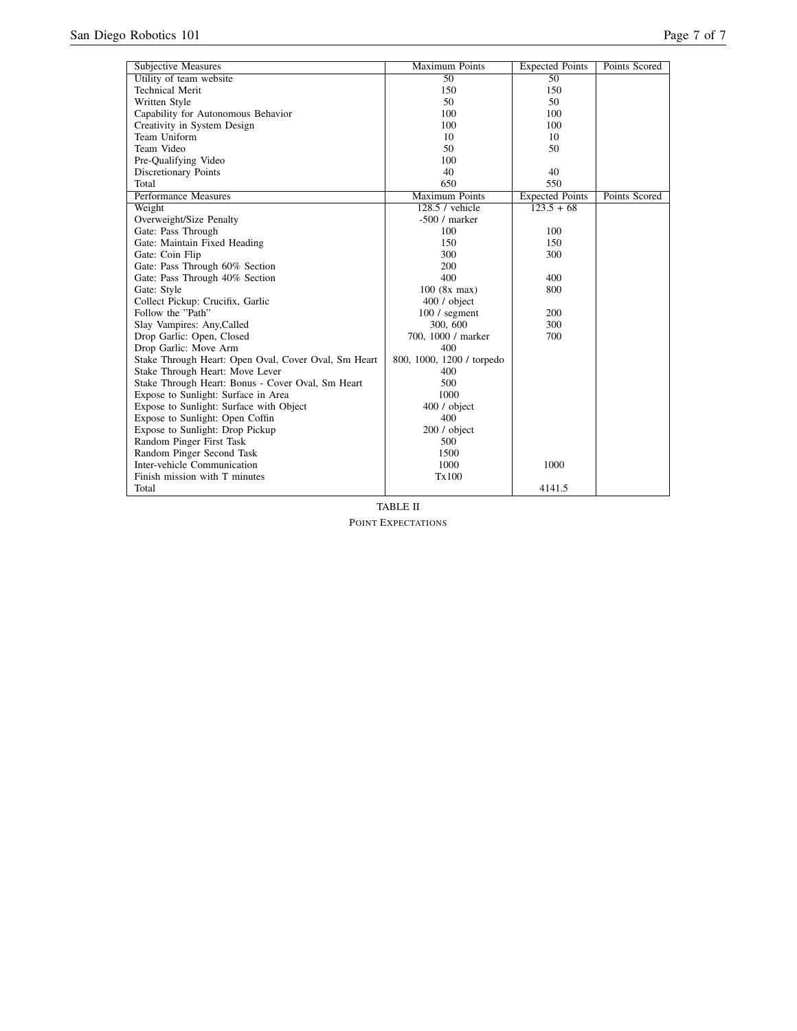| Subjective Measures | Maximum Points | Expected Points | Points Scored |
|---|---|---|---|
| Utility of team website | 50 | 50 | |
| Technical Merit | 150 | 150 | |
| Written Style | 50 | 50 | |
| Capability for Autonomous Behavior | 100 | 100 | |
| Creativity in System Design | 100 | 100 | |
| Team Uniform | 10 | 10 | |
| Team Video | 50 | 50 | |
| Pre-Qualifying Video | 100 | | |
| Discretionary Points | 40 | 40 | |
| Total | 650 | 550 | |
| Performance Measures | Maximum Points | Expected Points | Points Scored |
| Weight | 128.5 / vehicle | 123.5 + 68 | |
| Overweight/Size Penalty | -500 / marker | | |
| Gate: Pass Through | 100 | 100 | |
| Gate: Maintain Fixed Heading | 150 | 150 | |
| Gate: Coin Flip | 300 | 300 | |
| Gate: Pass Through 60% Section | 200 | | |
| Gate: Pass Through 40% Section | 400 | 400 | |
| Gate: Style | 100 (8x max) | 800 | |
| Collect Pickup: Crucifix, Garlic | 400 / object | | |
| Follow the "Path" | 100 / segment | 200 | |
| Slay Vampires: Any,Called | 300, 600 | 300 | |
| Drop Garlic: Open, Closed | 700, 1000 / marker | 700 | |
| Drop Garlic: Move Arm | 400 | | |
| Stake Through Heart: Open Oval, Cover Oval, Sm Heart | 800, 1000, 1200 / torpedo | | |
| Stake Through Heart: Move Lever | 400 | | |
| Stake Through Heart: Bonus - Cover Oval, Sm Heart | 500 | | |
| Expose to Sunlight: Surface in Area | 1000 | | |
| Expose to Sunlight: Surface with Object | 400 / object | | |
| Expose to Sunlight: Open Coffin | 400 | | |
| Expose to Sunlight: Drop Pickup | 200 / object | | |
| Random Pinger First Task | 500 | | |
| Random Pinger Second Task | 1500 | | |
| Inter-vehicle Communication | 1000 | 1000 | |
| Finish mission with T minutes | Tx100 | | |
| Total | | 4141.5 | |

TABLE II

POINT EXPECTATIONS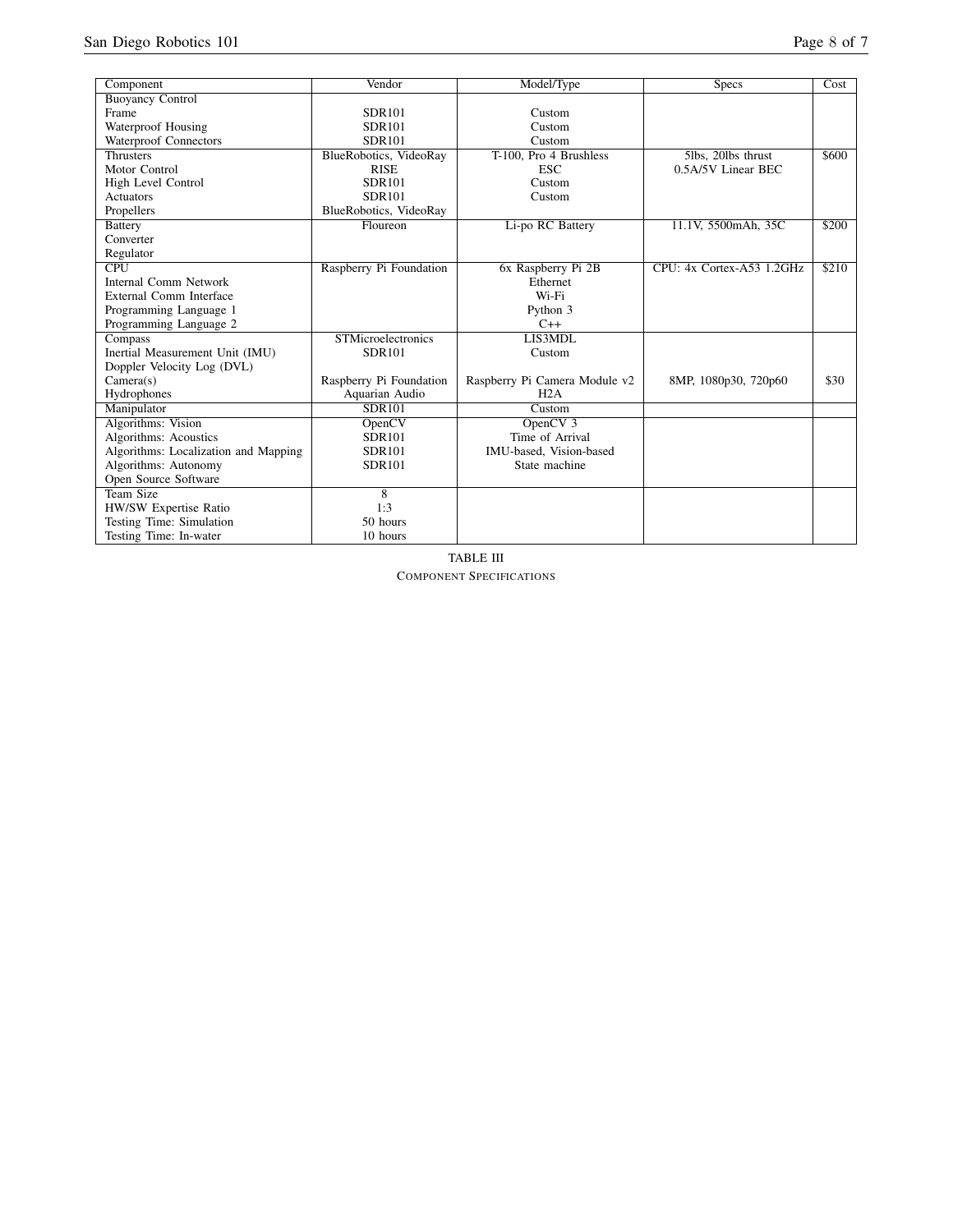| Component | Vendor | Model/Type | Specs | Cost |
|---|---|---|---|---|
| Buoyancy Control | | | | |
| Frame | SDR101 | Custom | | |
| Waterproof Housing | SDR101 | Custom | | |
| Waterproof Connectors | SDR101 | Custom | | |
| Thrusters | BlueRobotics, VideoRay | T-100, Pro 4 Brushless | 5lbs, 20lbs thrust | $600 |
| Motor Control | RISE | ESC | 0.5A/5V Linear BEC | |
| High Level Control | SDR101 | Custom | | |
| Actuators | SDR101 | Custom | | |
| Propellers | BlueRobotics, VideoRay | | | |
| Battery | Floureon | Li-po RC Battery | 11.1V, 5500mAh, 35C | $200 |
| Converter | | | | |
| Regulator | | | | |
| CPU | Raspberry Pi Foundation | 6x Raspberry Pi 2B | CPU: 4x Cortex-A53 1.2GHz | $210 |
| Internal Comm Network | | Ethernet | | |
| External Comm Interface | | Wi-Fi | | |
| Programming Language 1 | | Python 3 | | |
| Programming Language 2 | | C++ | | |
| Compass | STMicroelectronics | LIS3MDL | | |
| Inertial Measurement Unit (IMU) | SDR101 | Custom | | |
| Doppler Velocity Log (DVL) | | | | |
| Camera(s) | Raspberry Pi Foundation | Raspberry Pi Camera Module v2 | 8MP, 1080p30, 720p60 | $30 |
| Hydrophones | Aquarian Audio | H2A | | |
| Manipulator | SDR101 | Custom | | |
| Algorithms: Vision | OpenCV | OpenCV 3 | | |
| Algorithms: Acoustics | SDR101 | Time of Arrival | | |
| Algorithms: Localization and Mapping | SDR101 | IMU-based, Vision-based | | |
| Algorithms: Autonomy | SDR101 | State machine | | |
| Open Source Software | | | | |
| Team Size | 8 | | | |
| HW/SW Expertise Ratio | 1:3 | | | |
| Testing Time: Simulation | 50 hours | | | |
| Testing Time: In-water | 10 hours | | | |

TABLE III

COMPONENT SPECIFICATIONS